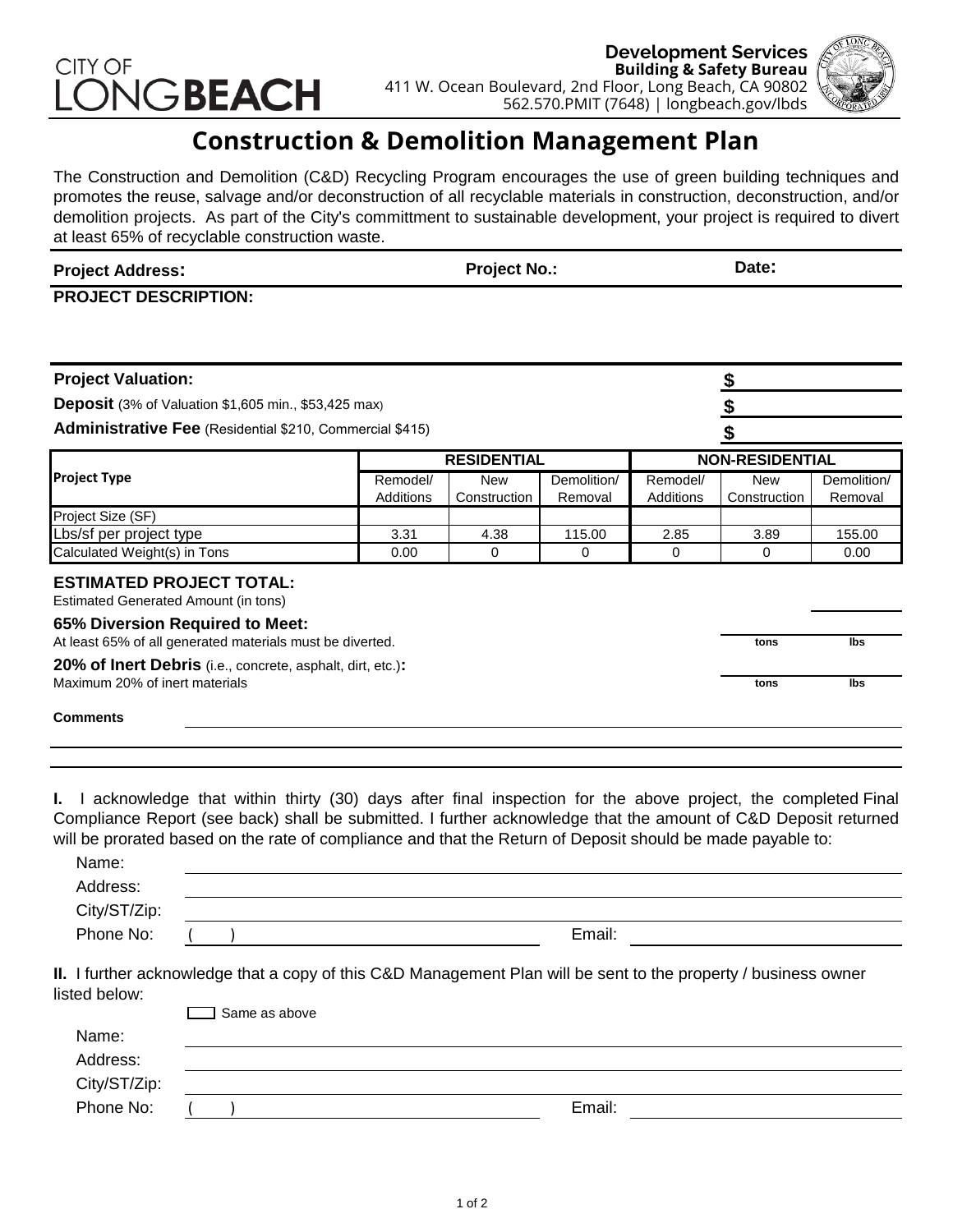CITY OF LONG**BEACH**

**Development Services**
**Building & Safety Bureau**
411 W. Ocean Boulevard, 2nd Floor, Long Beach, CA 90802
562.570.PMIT (7648) | longbeach.gov/lbds

# Construction & Demolition Management Plan

The Construction and Demolition (C&D) Recycling Program encourages the use of green building techniques and promotes the reuse, salvage and/or deconstruction of all recyclable materials in construction, deconstruction, and/or demolition projects. As part of the City's committment to sustainable development, your project is required to divert at least 65% of recyclable construction waste.

**Project Address:** **Project No.:** **Date:**

**PROJECT DESCRIPTION:**

**Project Valuation:** $

**Deposit** (3% of Valuation $1,605 min., $53,425 max) $

**Administrative Fee** (Residential $210, Commercial $415) $

| **Project Type** | **RESIDENTIAL** | | | **NON-RESIDENTIAL** | | |
|---|---|---|---|---|---|---|
| | Remodel/ Additions | New Construction | Demolition/ Removal | Remodel/ Additions | New Construction | Demolition/ Removal |
| Project Size (SF) | | | | | | |
| Lbs/sf per project type | 3.31 | 4.38 | 115.00 | 2.85 | 3.89 | 155.00 |
| Calculated Weight(s) in Tons | 0.00 | 0 | 0 | 0 | 0 | 0.00 |

**ESTIMATED PROJECT TOTAL:**
Estimated Generated Amount (in tons)

**65% Diversion Required to Meet:**
At least 65% of all generated materials must be diverted. tons lbs

**20% of Inert Debris** (i.e., concrete, asphalt, dirt, etc.)**:**
Maximum 20% of inert materials tons lbs

**Comments**

**I.** I acknowledge that within thirty (30) days after final inspection for the above project, the completed Final Compliance Report (see back) shall be submitted. I further acknowledge that the amount of C&D Deposit returned will be prorated based on the rate of compliance and that the Return of Deposit should be made payable to:

Name:
Address:
City/ST/Zip:
Phone No: ( ) Email:

**II.** I further acknowledge that a copy of this C&D Management Plan will be sent to the property / business owner listed below:

☐ Same as above

Name:
Address:
City/ST/Zip:
Phone No: ( ) Email: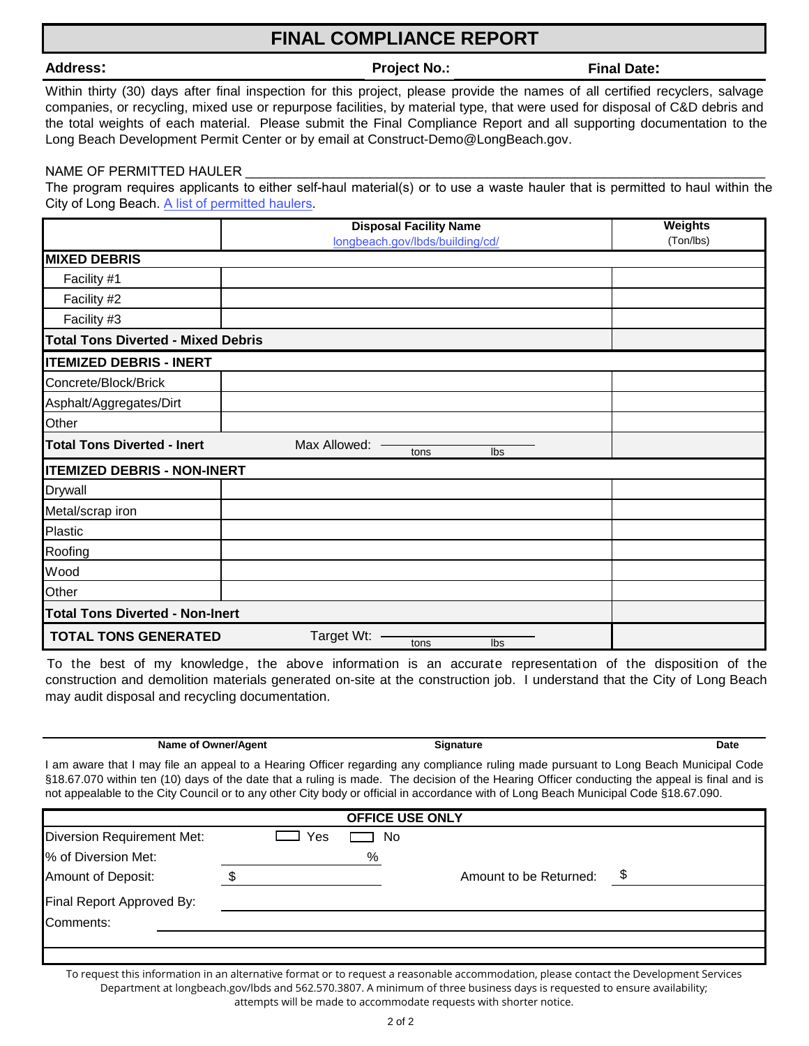# FINAL COMPLIANCE REPORT

**Address:** **Project No.:** **Final Date:**

Within thirty (30) days after final inspection for this project, please provide the names of all certified recyclers, salvage companies, or recycling, mixed use or repurpose facilities, by material type, that were used for disposal of C&D debris and the total weights of each material. Please submit the Final Compliance Report and all supporting documentation to the Long Beach Development Permit Center or by email at Construct-Demo@LongBeach.gov.

NAME OF PERMITTED HAULER \_\_\_\_\_\_\_\_\_\_\_\_\_\_\_\_\_\_\_\_\_\_\_\_\_\_\_\_\_\_\_\_\_\_\_\_\_\_\_\_

The program requires applicants to either self-haul material(s) or to use a waste hauler that is permitted to haul within the City of Long Beach. A list of permitted haulers.

| | Disposal Facility Name<br>longbeach.gov/lbds/building/cd/ | Weights<br>(Ton/lbs) |
|---|---|---|
| **MIXED DEBRIS** | | |
| Facility #1 | | |
| Facility #2 | | |
| Facility #3 | | |
| **Total Tons Diverted - Mixed Debris** | | |
| **ITEMIZED DEBRIS - INERT** | | |
| Concrete/Block/Brick | | |
| Asphalt/Aggregates/Dirt | | |
| Other | | |
| **Total Tons Diverted - Inert** | Max Allowed: \_\_\_\_\_ tons \_\_\_\_\_ lbs | |
| **ITEMIZED DEBRIS - NON-INERT** | | |
| Drywall | | |
| Metal/scrap iron | | |
| Plastic | | |
| Roofing | | |
| Wood | | |
| Other | | |
| **Total Tons Diverted - Non-Inert** | | |
| **TOTAL TONS GENERATED** | Target Wt: \_\_\_\_\_ tons \_\_\_\_\_ lbs | |

To the best of my knowledge, the above information is an accurate representation of the disposition of the construction and demolition materials generated on-site at the construction job. I understand that the City of Long Beach may audit disposal and recycling documentation.

| **Name of Owner/Agent** | **Signature** | **Date** |
|---|---|---|

I am aware that I may file an appeal to a Hearing Officer regarding any compliance ruling made pursuant to Long Beach Municipal Code §18.67.070 within ten (10) days of the date that a ruling is made. The decision of the Hearing Officer conducting the appeal is final and is not appealable to the City Council or to any other City body or official in accordance with of Long Beach Municipal Code §18.67.090.

| **OFFICE USE ONLY** | | | |
|---|---|---|---|
| Diversion Requirement Met: | ☐ Yes ☐ No | | |
| % of Diversion Met: | \_\_\_\_\_ % | | |
| Amount of Deposit: | $ | Amount to be Returned: | $ |
| Final Report Approved By: | | | |
| Comments: | | | |

To request this information in an alternative format or to request a reasonable accommodation, please contact the Development Services Department at longbeach.gov/lbds and 562.570.3807. A minimum of three business days is requested to ensure availability; attempts will be made to accommodate requests with shorter notice.